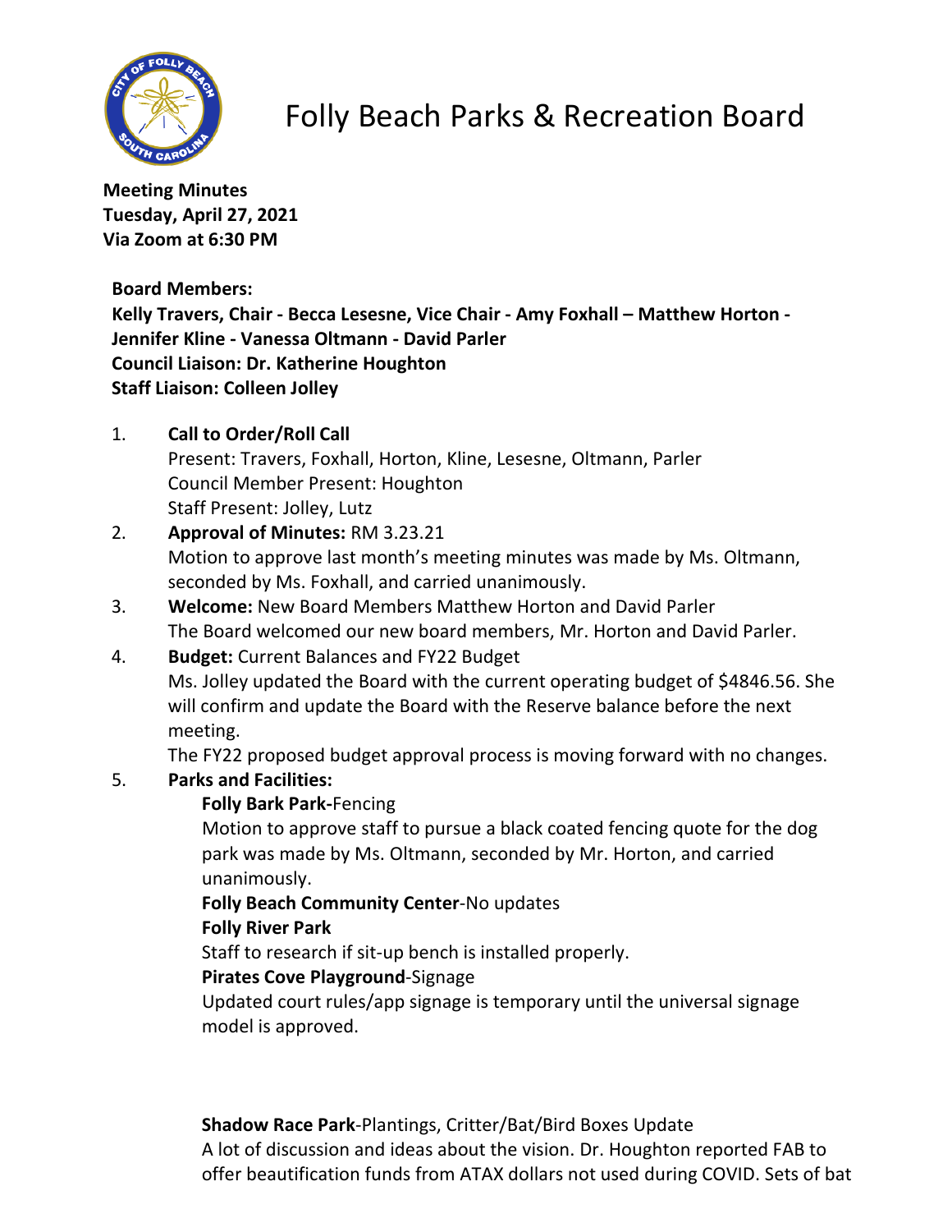// Folly Beach Parks & Recreation Board

**Meeting Minutes**
**Tuesday, April 27, 2021**
**Via Zoom at 6:30 PM**

**Board Members:**
**Kelly Travers, Chair - Becca Lesesne, Vice Chair - Amy Foxhall – Matthew Horton - Jennifer Kline - Vanessa Oltmann - David Parler**
**Council Liaison: Dr. Katherine Houghton**
**Staff Liaison: Colleen Jolley**

1. **Call to Order/Roll Call**
   Present: Travers, Foxhall, Horton, Kline, Lesesne, Oltmann, Parler
   Council Member Present: Houghton
   Staff Present: Jolley, Lutz
2. **Approval of Minutes:** RM 3.23.21
   Motion to approve last month's meeting minutes was made by Ms. Oltmann, seconded by Ms. Foxhall, and carried unanimously.
3. **Welcome:** New Board Members Matthew Horton and David Parler
   The Board welcomed our new board members, Mr. Horton and David Parler.
4. **Budget:** Current Balances and FY22 Budget
   Ms. Jolley updated the Board with the current operating budget of $4846.56. She will confirm and update the Board with the Reserve balance before the next meeting.
   The FY22 proposed budget approval process is moving forward with no changes.
5. **Parks and Facilities:**
   **Folly Bark Park**-Fencing
   Motion to approve staff to pursue a black coated fencing quote for the dog park was made by Ms. Oltmann, seconded by Mr. Horton, and carried unanimously.
   **Folly Beach Community Center**-No updates
   **Folly River Park**
   Staff to research if sit-up bench is installed properly.
   **Pirates Cove Playground**-Signage
   Updated court rules/app signage is temporary until the universal signage model is approved.

   **Shadow Race Park**-Plantings, Critter/Bat/Bird Boxes Update
   A lot of discussion and ideas about the vision. Dr. Houghton reported FAB to offer beautification funds from ATAX dollars not used during COVID. Sets of bat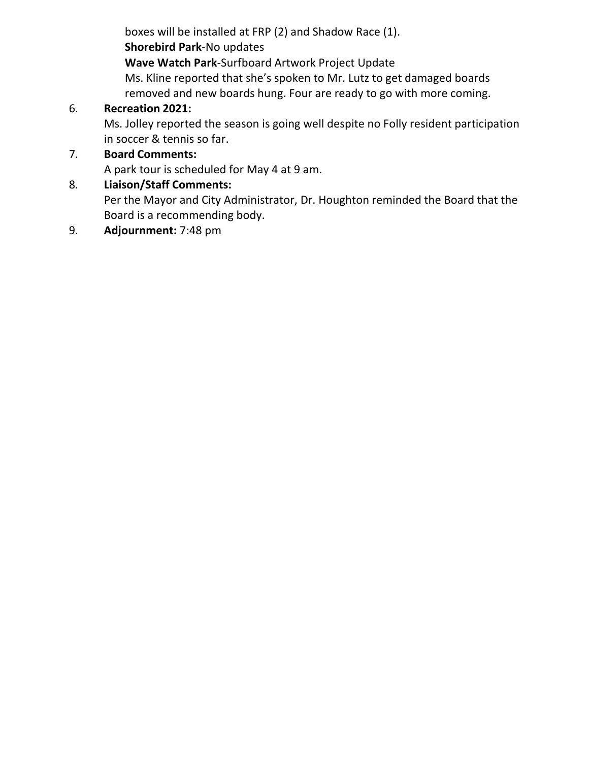boxes will be installed at FRP (2) and Shadow Race (1).

**Shorebird Park**-No updates

**Wave Watch Park**-Surfboard Artwork Project Update

Ms. Kline reported that she's spoken to Mr. Lutz to get damaged boards removed and new boards hung. Four are ready to go with more coming.

6. **Recreation 2021:**

   Ms. Jolley reported the season is going well despite no Folly resident participation in soccer & tennis so far.

7. **Board Comments:**

   A park tour is scheduled for May 4 at 9 am.

8. **Liaison/Staff Comments:**

   Per the Mayor and City Administrator, Dr. Houghton reminded the Board that the Board is a recommending body.

9. **Adjournment:** 7:48 pm